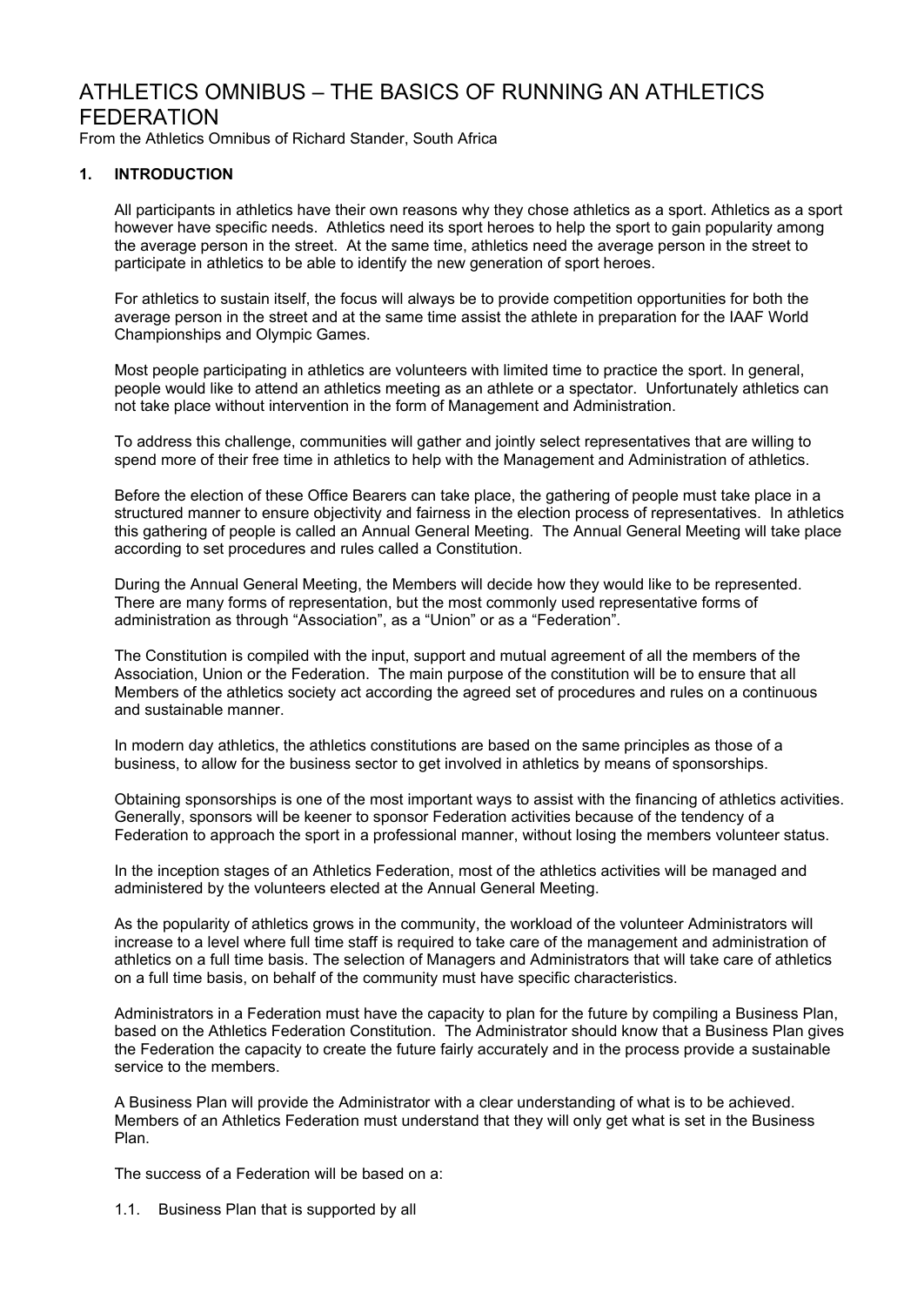# ATHLETICS OMNIBUS – THE BASICS OF RUNNING AN ATHLETICS FEDERATION

From the Athletics Omnibus of Richard Stander, South Africa

## 1. INTRODUCTION

All participants in athletics have their own reasons why they chose athletics as a sport. Athletics as a sport however have specific needs. Athletics need its sport heroes to help the sport to gain popularity among the average person in the street. At the same time, athletics need the average person in the street to participate in athletics to be able to identify the new generation of sport heroes.

For athletics to sustain itself, the focus will always be to provide competition opportunities for both the average person in the street and at the same time assist the athlete in preparation for the IAAF World Championships and Olympic Games.

Most people participating in athletics are volunteers with limited time to practice the sport. In general, people would like to attend an athletics meeting as an athlete or a spectator. Unfortunately athletics can not take place without intervention in the form of Management and Administration.

To address this challenge, communities will gather and jointly select representatives that are willing to spend more of their free time in athletics to help with the Management and Administration of athletics.

Before the election of these Office Bearers can take place, the gathering of people must take place in a structured manner to ensure objectivity and fairness in the election process of representatives. In athletics this gathering of people is called an Annual General Meeting. The Annual General Meeting will take place according to set procedures and rules called a Constitution.

During the Annual General Meeting, the Members will decide how they would like to be represented. There are many forms of representation, but the most commonly used representative forms of administration as through "Association", as a "Union" or as a "Federation".

The Constitution is compiled with the input, support and mutual agreement of all the members of the Association, Union or the Federation. The main purpose of the constitution will be to ensure that all Members of the athletics society act according the agreed set of procedures and rules on a continuous and sustainable manner.

In modern day athletics, the athletics constitutions are based on the same principles as those of a business, to allow for the business sector to get involved in athletics by means of sponsorships.

Obtaining sponsorships is one of the most important ways to assist with the financing of athletics activities. Generally, sponsors will be keener to sponsor Federation activities because of the tendency of a Federation to approach the sport in a professional manner, without losing the members volunteer status.

In the inception stages of an Athletics Federation, most of the athletics activities will be managed and administered by the volunteers elected at the Annual General Meeting.

As the popularity of athletics grows in the community, the workload of the volunteer Administrators will increase to a level where full time staff is required to take care of the management and administration of athletics on a full time basis. The selection of Managers and Administrators that will take care of athletics on a full time basis, on behalf of the community must have specific characteristics.

Administrators in a Federation must have the capacity to plan for the future by compiling a Business Plan, based on the Athletics Federation Constitution. The Administrator should know that a Business Plan gives the Federation the capacity to create the future fairly accurately and in the process provide a sustainable service to the members.

A Business Plan will provide the Administrator with a clear understanding of what is to be achieved. Members of an Athletics Federation must understand that they will only get what is set in the Business Plan.

The success of a Federation will be based on a:

1.1. Business Plan that is supported by all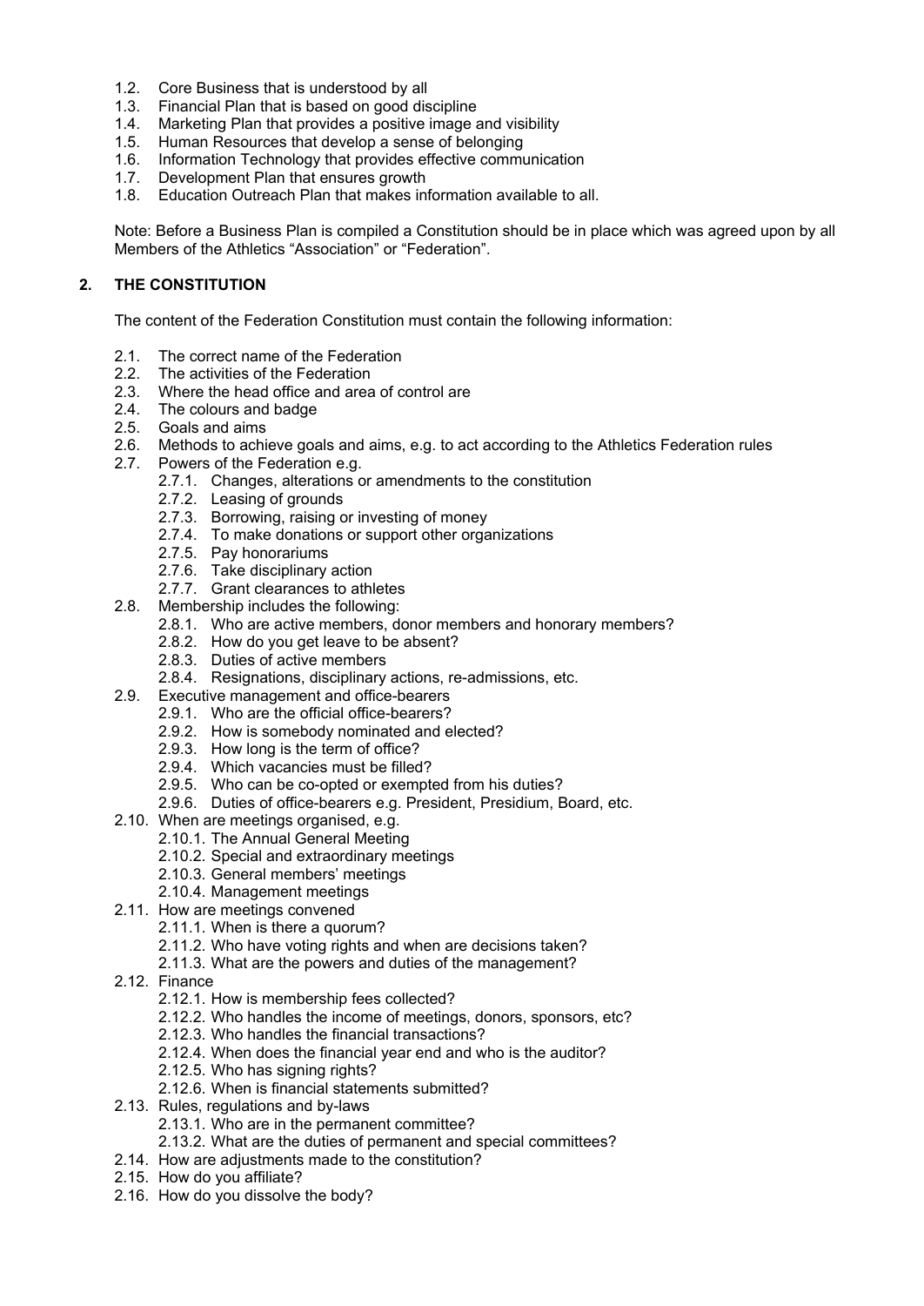- 1.2. Core Business that is understood by all
- 1.3. Financial Plan that is based on good discipline
- 1.4. Marketing Plan that provides a positive image and visibility
- 1.5. Human Resources that develop a sense of belonging
- 1.6. Information Technology that provides effective communication
- 1.7. Development Plan that ensures growth
- 1.8. Education Outreach Plan that makes information available to all.

Note: Before a Business Plan is compiled a Constitution should be in place which was agreed upon by all Members of the Athletics "Association" or "Federation".

## 2. THE CONSTITUTION

The content of the Federation Constitution must contain the following information:

- 2.1. The correct name of the Federation
- 2.2. The activities of the Federation
- 2.3. Where the head office and area of control are
- 2.4. The colours and badge
- 2.5. Goals and aims
- 2.6. Methods to achieve goals and aims, e.g. to act according to the Athletics Federation rules
- 2.7. Powers of the Federation e.g.
  - 2.7.1. Changes, alterations or amendments to the constitution
  - 2.7.2. Leasing of grounds
  - 2.7.3. Borrowing, raising or investing of money
  - 2.7.4. To make donations or support other organizations
  - 2.7.5. Pay honorariums
  - 2.7.6. Take disciplinary action
  - 2.7.7. Grant clearances to athletes
- 2.8. Membership includes the following:
  - 2.8.1. Who are active members, donor members and honorary members?
  - 2.8.2. How do you get leave to be absent?
  - 2.8.3. Duties of active members
  - 2.8.4. Resignations, disciplinary actions, re-admissions, etc.
- 2.9. Executive management and office-bearers
  - 2.9.1. Who are the official office-bearers?
  - 2.9.2. How is somebody nominated and elected?
  - 2.9.3. How long is the term of office?
  - 2.9.4. Which vacancies must be filled?
  - 2.9.5. Who can be co-opted or exempted from his duties?
  - 2.9.6. Duties of office-bearers e.g. President, Presidium, Board, etc.
- 2.10. When are meetings organised, e.g.
  - 2.10.1. The Annual General Meeting
  - 2.10.2. Special and extraordinary meetings
  - 2.10.3. General members' meetings
  - 2.10.4. Management meetings
- 2.11. How are meetings convened
  - 2.11.1. When is there a quorum?
  - 2.11.2. Who have voting rights and when are decisions taken?
  - 2.11.3. What are the powers and duties of the management?
- 2.12. Finance
  - 2.12.1. How is membership fees collected?
  - 2.12.2. Who handles the income of meetings, donors, sponsors, etc?
  - 2.12.3. Who handles the financial transactions?
  - 2.12.4. When does the financial year end and who is the auditor?
  - 2.12.5. Who has signing rights?
  - 2.12.6. When is financial statements submitted?
- 2.13. Rules, regulations and by-laws
  - 2.13.1. Who are in the permanent committee?
  - 2.13.2. What are the duties of permanent and special committees?
- 2.14. How are adjustments made to the constitution?
- 2.15. How do you affiliate?
- 2.16. How do you dissolve the body?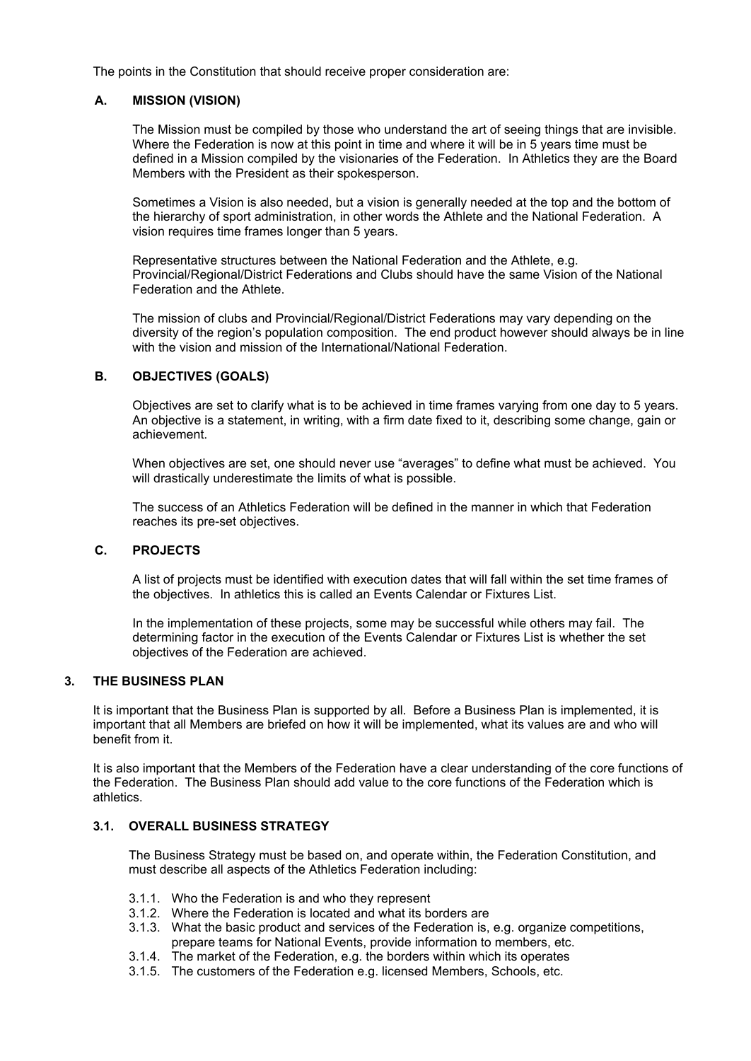The points in the Constitution that should receive proper consideration are:

### A. MISSION (VISION)

The Mission must be compiled by those who understand the art of seeing things that are invisible. Where the Federation is now at this point in time and where it will be in 5 years time must be defined in a Mission compiled by the visionaries of the Federation. In Athletics they are the Board Members with the President as their spokesperson.

Sometimes a Vision is also needed, but a vision is generally needed at the top and the bottom of the hierarchy of sport administration, in other words the Athlete and the National Federation. A vision requires time frames longer than 5 years.

Representative structures between the National Federation and the Athlete, e.g. Provincial/Regional/District Federations and Clubs should have the same Vision of the National Federation and the Athlete.

The mission of clubs and Provincial/Regional/District Federations may vary depending on the diversity of the region's population composition. The end product however should always be in line with the vision and mission of the International/National Federation.

### B. OBJECTIVES (GOALS)

Objectives are set to clarify what is to be achieved in time frames varying from one day to 5 years. An objective is a statement, in writing, with a firm date fixed to it, describing some change, gain or achievement.

When objectives are set, one should never use "averages" to define what must be achieved. You will drastically underestimate the limits of what is possible.

The success of an Athletics Federation will be defined in the manner in which that Federation reaches its pre-set objectives.

### C. PROJECTS

A list of projects must be identified with execution dates that will fall within the set time frames of the objectives. In athletics this is called an Events Calendar or Fixtures List.

In the implementation of these projects, some may be successful while others may fail. The determining factor in the execution of the Events Calendar or Fixtures List is whether the set objectives of the Federation are achieved.

## 3. THE BUSINESS PLAN

It is important that the Business Plan is supported by all. Before a Business Plan is implemented, it is important that all Members are briefed on how it will be implemented, what its values are and who will benefit from it.

It is also important that the Members of the Federation have a clear understanding of the core functions of the Federation. The Business Plan should add value to the core functions of the Federation which is athletics.

### 3.1. OVERALL BUSINESS STRATEGY

The Business Strategy must be based on, and operate within, the Federation Constitution, and must describe all aspects of the Athletics Federation including:

- 3.1.1. Who the Federation is and who they represent
- 3.1.2. Where the Federation is located and what its borders are
- 3.1.3. What the basic product and services of the Federation is, e.g. organize competitions, prepare teams for National Events, provide information to members, etc.
- 3.1.4. The market of the Federation, e.g. the borders within which its operates
- 3.1.5. The customers of the Federation e.g. licensed Members, Schools, etc.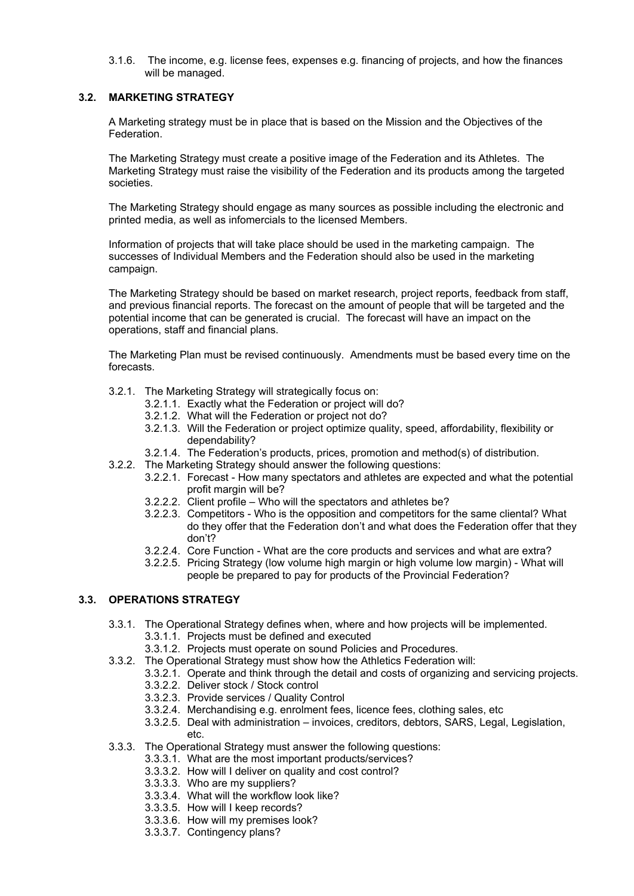3.1.6. The income, e.g. license fees, expenses e.g. financing of projects, and how the finances will be managed.

### 3.2. MARKETING STRATEGY

A Marketing strategy must be in place that is based on the Mission and the Objectives of the Federation.

The Marketing Strategy must create a positive image of the Federation and its Athletes. The Marketing Strategy must raise the visibility of the Federation and its products among the targeted societies.

The Marketing Strategy should engage as many sources as possible including the electronic and printed media, as well as infomercials to the licensed Members.

Information of projects that will take place should be used in the marketing campaign. The successes of Individual Members and the Federation should also be used in the marketing campaign.

The Marketing Strategy should be based on market research, project reports, feedback from staff, and previous financial reports. The forecast on the amount of people that will be targeted and the potential income that can be generated is crucial. The forecast will have an impact on the operations, staff and financial plans.

The Marketing Plan must be revised continuously. Amendments must be based every time on the forecasts.

- 3.2.1. The Marketing Strategy will strategically focus on:
  - 3.2.1.1. Exactly what the Federation or project will do?
  - 3.2.1.2. What will the Federation or project not do?
  - 3.2.1.3. Will the Federation or project optimize quality, speed, affordability, flexibility or dependability?
  - 3.2.1.4. The Federation's products, prices, promotion and method(s) of distribution.
- 3.2.2. The Marketing Strategy should answer the following questions:
  - 3.2.2.1. Forecast - How many spectators and athletes are expected and what the potential profit margin will be?
  - 3.2.2.2. Client profile – Who will the spectators and athletes be?
  - 3.2.2.3. Competitors - Who is the opposition and competitors for the same cliental? What do they offer that the Federation don't and what does the Federation offer that they don't?
  - 3.2.2.4. Core Function - What are the core products and services and what are extra?
  - 3.2.2.5. Pricing Strategy (low volume high margin or high volume low margin) - What will people be prepared to pay for products of the Provincial Federation?

### 3.3. OPERATIONS STRATEGY

- 3.3.1. The Operational Strategy defines when, where and how projects will be implemented.
  - 3.3.1.1. Projects must be defined and executed
  - 3.3.1.2. Projects must operate on sound Policies and Procedures.
- 3.3.2. The Operational Strategy must show how the Athletics Federation will:
  - 3.3.2.1. Operate and think through the detail and costs of organizing and servicing projects.
  - 3.3.2.2. Deliver stock / Stock control
  - 3.3.2.3. Provide services / Quality Control
  - 3.3.2.4. Merchandising e.g. enrolment fees, licence fees, clothing sales, etc
  - 3.3.2.5. Deal with administration – invoices, creditors, debtors, SARS, Legal, Legislation, etc.
- 3.3.3. The Operational Strategy must answer the following questions:
  - 3.3.3.1. What are the most important products/services?
  - 3.3.3.2. How will I deliver on quality and cost control?
  - 3.3.3.3. Who are my suppliers?
  - 3.3.3.4. What will the workflow look like?
  - 3.3.3.5. How will I keep records?
  - 3.3.3.6. How will my premises look?
  - 3.3.3.7. Contingency plans?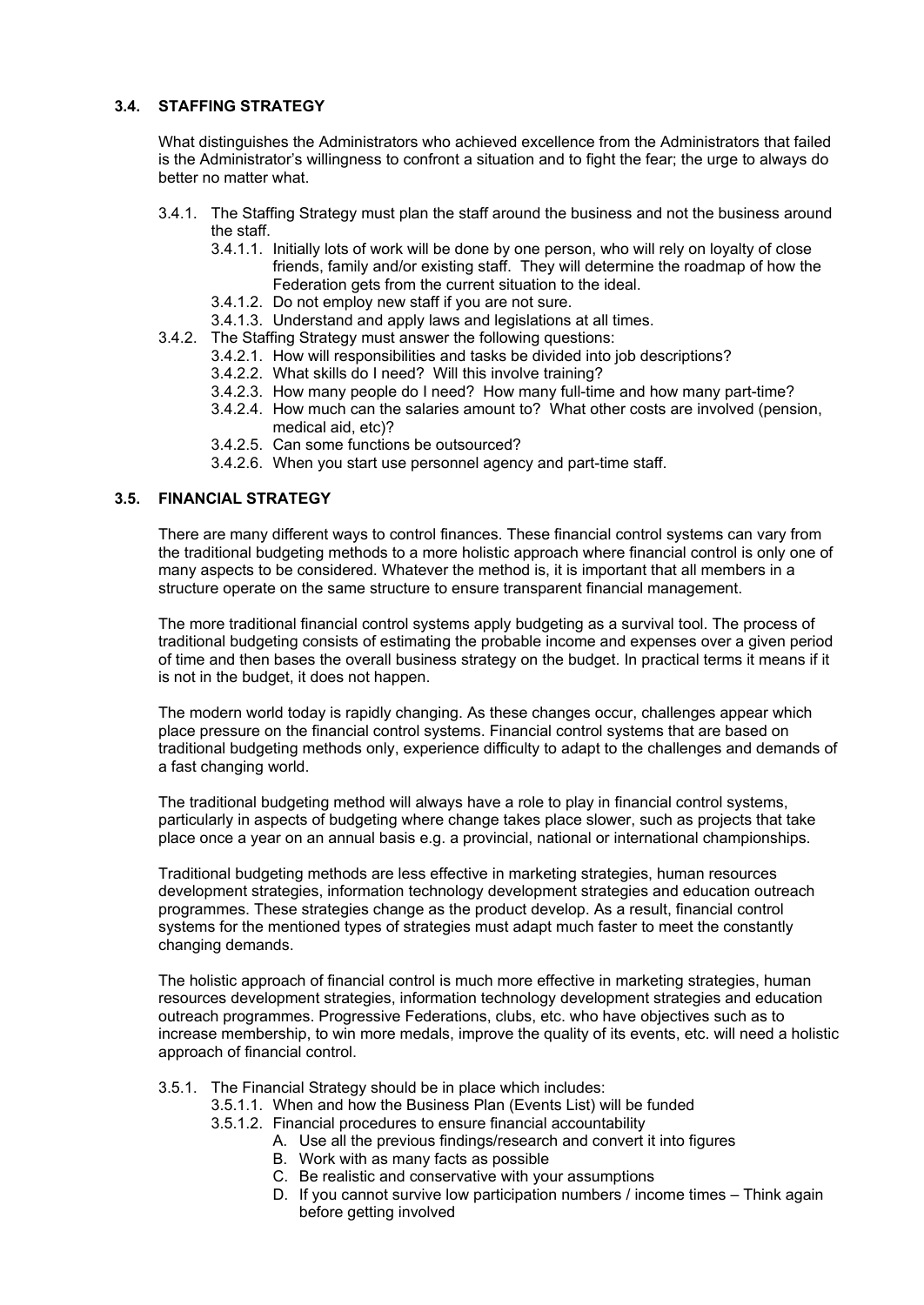### 3.4. STAFFING STRATEGY

What distinguishes the Administrators who achieved excellence from the Administrators that failed is the Administrator's willingness to confront a situation and to fight the fear; the urge to always do better no matter what.

- 3.4.1. The Staffing Strategy must plan the staff around the business and not the business around the staff.
  - 3.4.1.1. Initially lots of work will be done by one person, who will rely on loyalty of close friends, family and/or existing staff. They will determine the roadmap of how the Federation gets from the current situation to the ideal.
  - 3.4.1.2. Do not employ new staff if you are not sure.
  - 3.4.1.3. Understand and apply laws and legislations at all times.
- 3.4.2. The Staffing Strategy must answer the following questions:
  - 3.4.2.1. How will responsibilities and tasks be divided into job descriptions?
  - 3.4.2.2. What skills do I need? Will this involve training?
  - 3.4.2.3. How many people do I need? How many full-time and how many part-time?
  - 3.4.2.4. How much can the salaries amount to? What other costs are involved (pension, medical aid, etc)?
  - 3.4.2.5. Can some functions be outsourced?
  - 3.4.2.6. When you start use personnel agency and part-time staff.

### 3.5. FINANCIAL STRATEGY

There are many different ways to control finances. These financial control systems can vary from the traditional budgeting methods to a more holistic approach where financial control is only one of many aspects to be considered. Whatever the method is, it is important that all members in a structure operate on the same structure to ensure transparent financial management.

The more traditional financial control systems apply budgeting as a survival tool. The process of traditional budgeting consists of estimating the probable income and expenses over a given period of time and then bases the overall business strategy on the budget. In practical terms it means if it is not in the budget, it does not happen.

The modern world today is rapidly changing. As these changes occur, challenges appear which place pressure on the financial control systems. Financial control systems that are based on traditional budgeting methods only, experience difficulty to adapt to the challenges and demands of a fast changing world.

The traditional budgeting method will always have a role to play in financial control systems, particularly in aspects of budgeting where change takes place slower, such as projects that take place once a year on an annual basis e.g. a provincial, national or international championships.

Traditional budgeting methods are less effective in marketing strategies, human resources development strategies, information technology development strategies and education outreach programmes. These strategies change as the product develop. As a result, financial control systems for the mentioned types of strategies must adapt much faster to meet the constantly changing demands.

The holistic approach of financial control is much more effective in marketing strategies, human resources development strategies, information technology development strategies and education outreach programmes. Progressive Federations, clubs, etc. who have objectives such as to increase membership, to win more medals, improve the quality of its events, etc. will need a holistic approach of financial control.

- 3.5.1. The Financial Strategy should be in place which includes:
  - 3.5.1.1. When and how the Business Plan (Events List) will be funded
  - 3.5.1.2. Financial procedures to ensure financial accountability
    - A. Use all the previous findings/research and convert it into figures
    - B. Work with as many facts as possible
    - C. Be realistic and conservative with your assumptions
    - D. If you cannot survive low participation numbers / income times – Think again before getting involved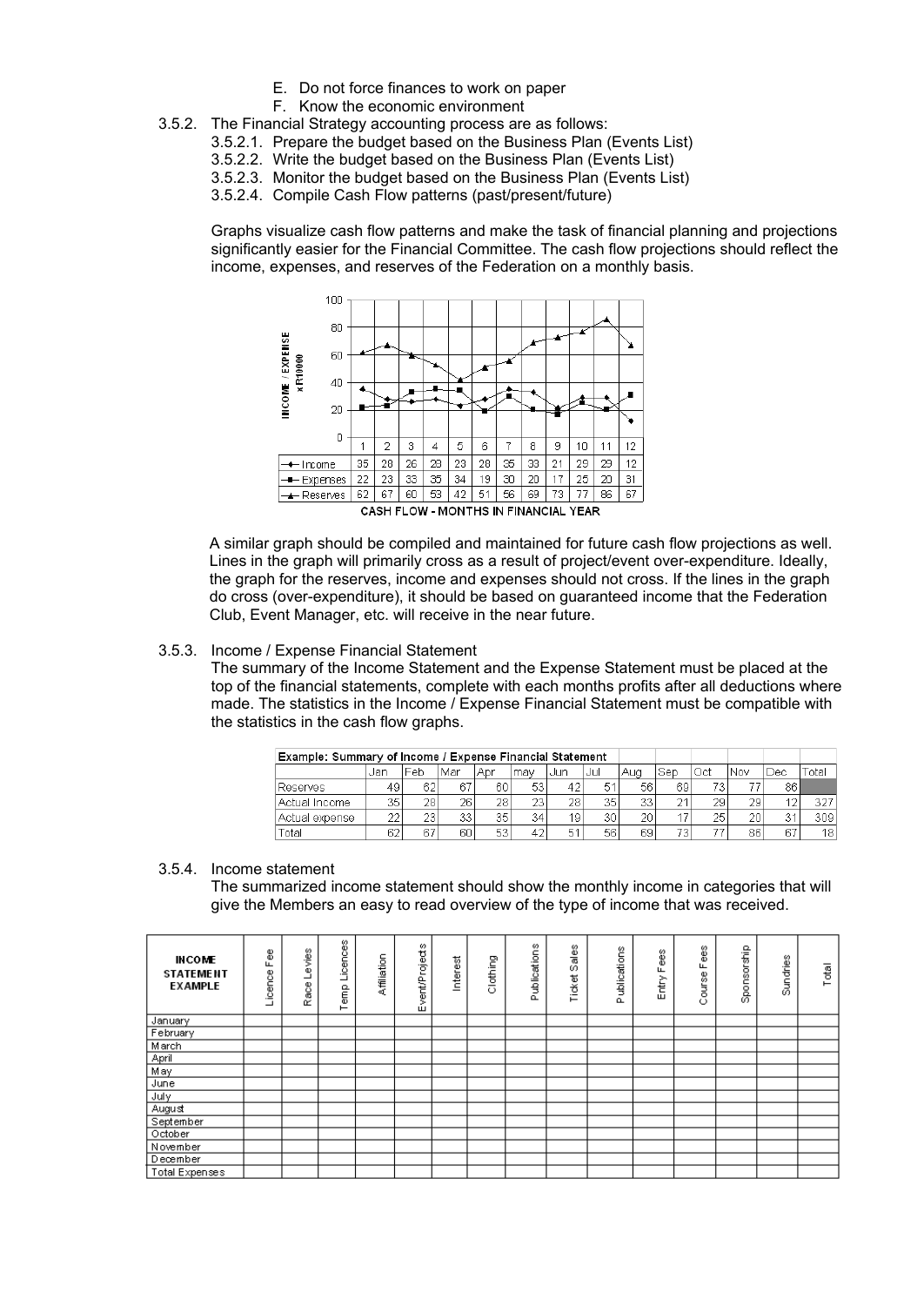E. Do not force finances to work on paper
F. Know the economic environment

3.5.2. The Financial Strategy accounting process are as follows:

3.5.2.1. Prepare the budget based on the Business Plan (Events List)
3.5.2.2. Write the budget based on the Business Plan (Events List)
3.5.2.3. Monitor the budget based on the Business Plan (Events List)
3.5.2.4. Compile Cash Flow patterns (past/present/future)

Graphs visualize cash flow patterns and make the task of financial planning and projections significantly easier for the Financial Committee. The cash flow projections should reflect the income, expenses, and reserves of the Federation on a monthly basis.

| | 1 | 2 | 3 | 4 | 5 | 6 | 7 | 8 | 9 | 10 | 11 | 12 |
|---|---|---|---|---|---|---|---|---|---|---|---|---|
| Income | 35 | 28 | 26 | 28 | 23 | 28 | 35 | 33 | 21 | 29 | 29 | 12 |
| Expenses | 22 | 23 | 33 | 35 | 34 | 19 | 30 | 20 | 17 | 25 | 20 | 31 |
| Reserves | 62 | 67 | 60 | 53 | 42 | 51 | 56 | 69 | 73 | 77 | 86 | 67 |

INCOME / EXPENSE x R10000

CASH FLOW - MONTHS IN FINANCIAL YEAR

A similar graph should be compiled and maintained for future cash flow projections as well. Lines in the graph will primarily cross as a result of project/event over-expenditure. Ideally, the graph for the reserves, income and expenses should not cross. If the lines in the graph do cross (over-expenditure), it should be based on guaranteed income that the Federation Club, Event Manager, etc. will receive in the near future.

3.5.3. Income / Expense Financial Statement

The summary of the Income Statement and the Expense Statement must be placed at the top of the financial statements, complete with each months profits after all deductions where made. The statistics in the Income / Expense Financial Statement must be compatible with the statistics in the cash flow graphs.

| Example: Summary of Income / Expense Financial Statement | | | | | | | | | | | | | |
|---|---|---|---|---|---|---|---|---|---|---|---|---|---|
| | Jan | Feb | Mar | Apr | may | Jun | Jul | Aug | Sep | Oct | Nov | Dec | Total |
| Reserves | 49 | 62 | 67 | 60 | 53 | 42 | 51 | 56 | 69 | 73 | 77 | 86 | |
| Actual Income | 35 | 28 | 26 | 28 | 23 | 28 | 35 | 33 | 21 | 29 | 29 | 12 | 327 |
| Actual expense | 22 | 23 | 33 | 35 | 34 | 19 | 30 | 20 | 17 | 25 | 20 | 31 | 309 |
| Total | 62 | 67 | 60 | 53 | 42 | 51 | 56 | 69 | 73 | 77 | 86 | 67 | 18 |

3.5.4. Income statement

The summarized income statement should show the monthly income in categories that will give the Members an easy to read overview of the type of income that was received.

| INCOME STATEMENT EXAMPLE | Licence Fee | Race Levies | Temp Licences | Affiliation | Event/Projects | Interest | Clothing | Publications | Ticket Sales | Publications | Entry Fees | Course Fees | Sponsorship | Sundries | Total |
|---|---|---|---|---|---|---|---|---|---|---|---|---|---|---|---|
| January | | | | | | | | | | | | | | | |
| February | | | | | | | | | | | | | | | |
| March | | | | | | | | | | | | | | | |
| April | | | | | | | | | | | | | | | |
| May | | | | | | | | | | | | | | | |
| June | | | | | | | | | | | | | | | |
| July | | | | | | | | | | | | | | | |
| August | | | | | | | | | | | | | | | |
| September | | | | | | | | | | | | | | | |
| October | | | | | | | | | | | | | | | |
| November | | | | | | | | | | | | | | | |
| December | | | | | | | | | | | | | | | |
| Total Expenses | | | | | | | | | | | | | | | |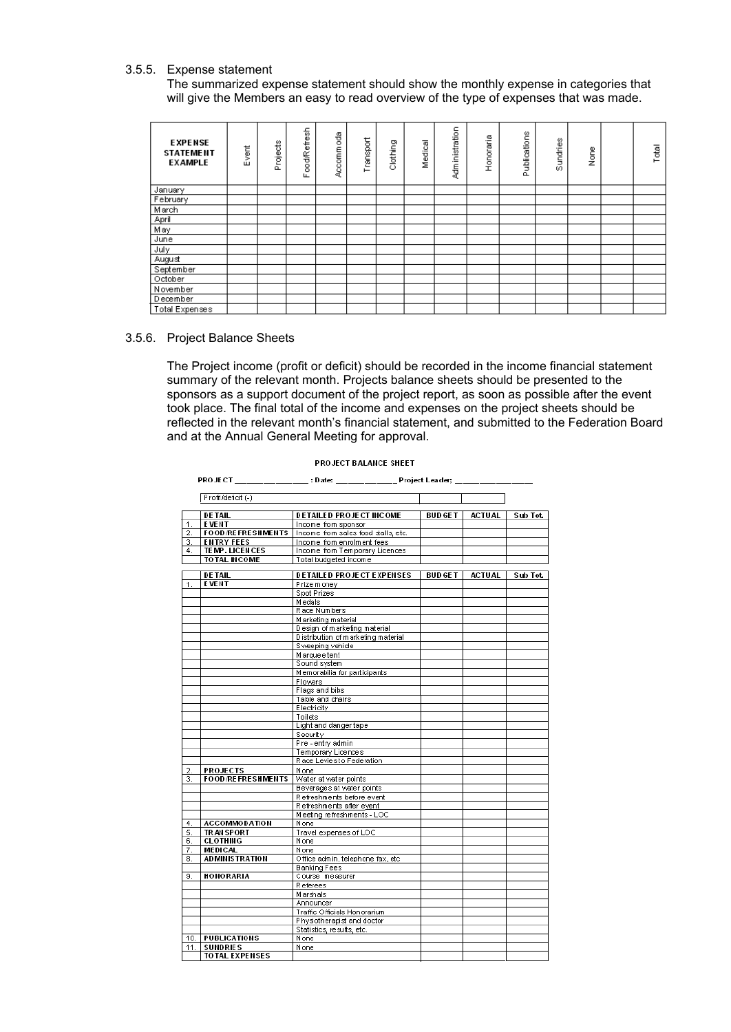### 3.5.5. Expense statement

The summarized expense statement should show the monthly expense in categories that will give the Members an easy to read overview of the type of expenses that was made.

| EXPENSE STATEMENT EXAMPLE | Event | Projects | Food/Refresh | Accommoda | Transport | Clothing | Medical | Administration | Honoraria | Publications | Sundries | None | | Total |
|---|---|---|---|---|---|---|---|---|---|---|---|---|---|---|
| January | | | | | | | | | | | | | | |
| February | | | | | | | | | | | | | | |
| March | | | | | | | | | | | | | | |
| April | | | | | | | | | | | | | | |
| May | | | | | | | | | | | | | | |
| June | | | | | | | | | | | | | | |
| July | | | | | | | | | | | | | | |
| August | | | | | | | | | | | | | | |
| September | | | | | | | | | | | | | | |
| October | | | | | | | | | | | | | | |
| November | | | | | | | | | | | | | | |
| December | | | | | | | | | | | | | | |
| Total Expenses | | | | | | | | | | | | | | |

### 3.5.6. Project Balance Sheets

The Project income (profit or deficit) should be recorded in the income financial statement summary of the relevant month. Projects balance sheets should be presented to the sponsors as a support document of the project report, as soon as possible after the event took place. The final total of the income and expenses on the project sheets should be reflected in the relevant month's financial statement, and submitted to the Federation Board and at the Annual General Meeting for approval.

**PROJECT BALANCE SHEET**

PROJECT ______________ : Date: ____________ Project Leader; ______________

| Profit/deficit (-) | | |
|---|---|---|

| | DETAIL | DETAILED PROJECT INCOME | BUDGET | ACTUAL | Sub Tot. |
|---|---|---|---|---|---|
| 1. | EVENT | Income from sponsor | | | |
| 2. | FOOD/REFRESHMENTS | Income from sales food stalls, etc. | | | |
| 3. | ENTRY FEES | Income from enrolment fees | | | |
| 4. | TEMP. LICENCES | Income from Temporary Licences | | | |
| | TOTAL INCOME | Total budgeted income | | | |

| | DETAIL | DETAILED PROJECT EXPENSES | BUDGET | ACTUAL | Sub Tot. |
|---|---|---|---|---|---|
| 1. | EVENT | Prize money | | | |
| | | Spot Prizes | | | |
| | | Medals | | | |
| | | Race Numbers | | | |
| | | Marketing material | | | |
| | | Design of marketing material | | | |
| | | Distribution of marketing material | | | |
| | | Sweeping vehicle | | | |
| | | Marquee tent | | | |
| | | Sound system | | | |
| | | Memorabilia for participants | | | |
| | | Flowers | | | |
| | | Flags and bibs | | | |
| | | Table and chairs | | | |
| | | Electricity | | | |
| | | Toilets | | | |
| | | Light and danger tape | | | |
| | | Security | | | |
| | | Pre - entry admin | | | |
| | | Temporary Licences | | | |
| | | Race Levies to Federation | | | |
| 2. | PROJECTS | None | | | |
| 3. | FOOD/REFRESHMENTS | Water at water points | | | |
| | | Beverages at water points | | | |
| | | Refreshments before event | | | |
| | | Refreshments after event | | | |
| | | Meeting refreshments - LOC | | | |
| 4. | ACCOMMODATION | None | | | |
| 5. | TRANSPORT | Travel expenses of LOC | | | |
| 6. | CLOTHING | None | | | |
| 7. | MEDICAL | None | | | |
| 8. | ADMINISTRATION | Office admin, telephone fax, etc | | | |
| | | Banking Fees | | | |
| 9. | HONORARIA | Course measurer | | | |
| | | Referees | | | |
| | | Marshals | | | |
| | | Announcer | | | |
| | | Traffic Officials Honorarium | | | |
| | | Physiotherapist and doctor | | | |
| | | Statistics, results, etc. | | | |
| 10. | PUBLICATIONS | None | | | |
| 11. | SUNDRIES | None | | | |
| | TOTAL EXPENSES | | | | |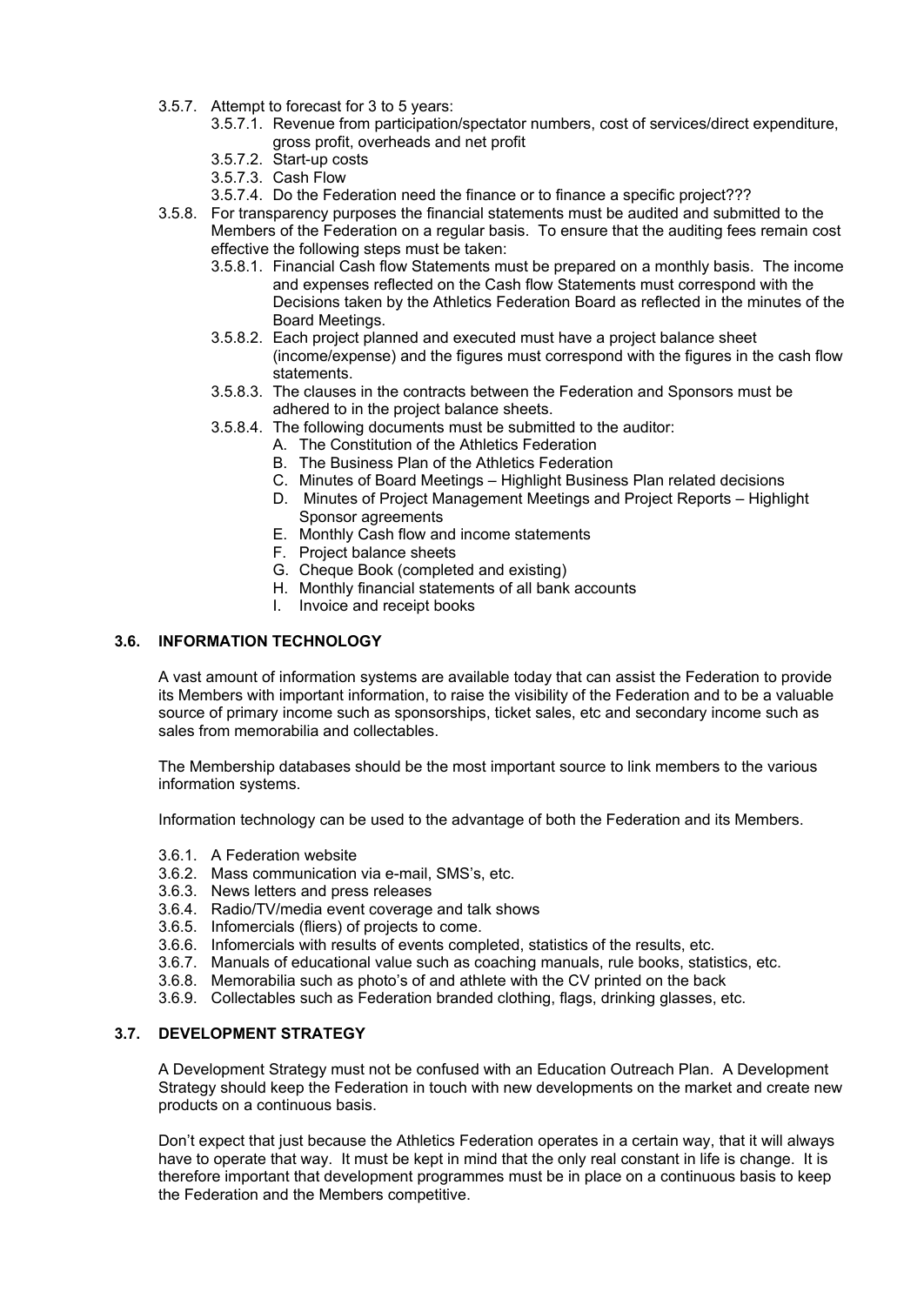- 3.5.7. Attempt to forecast for 3 to 5 years:
  - 3.5.7.1. Revenue from participation/spectator numbers, cost of services/direct expenditure, gross profit, overheads and net profit
  - 3.5.7.2. Start-up costs
  - 3.5.7.3. Cash Flow
  - 3.5.7.4. Do the Federation need the finance or to finance a specific project???
- 3.5.8. For transparency purposes the financial statements must be audited and submitted to the Members of the Federation on a regular basis. To ensure that the auditing fees remain cost effective the following steps must be taken:
  - 3.5.8.1. Financial Cash flow Statements must be prepared on a monthly basis. The income and expenses reflected on the Cash flow Statements must correspond with the Decisions taken by the Athletics Federation Board as reflected in the minutes of the Board Meetings.
  - 3.5.8.2. Each project planned and executed must have a project balance sheet (income/expense) and the figures must correspond with the figures in the cash flow statements.
  - 3.5.8.3. The clauses in the contracts between the Federation and Sponsors must be adhered to in the project balance sheets.
  - 3.5.8.4. The following documents must be submitted to the auditor:
    - A. The Constitution of the Athletics Federation
    - B. The Business Plan of the Athletics Federation
    - C. Minutes of Board Meetings – Highlight Business Plan related decisions
    - D. Minutes of Project Management Meetings and Project Reports – Highlight Sponsor agreements
    - E. Monthly Cash flow and income statements
    - F. Project balance sheets
    - G. Cheque Book (completed and existing)
    - H. Monthly financial statements of all bank accounts
    - I. Invoice and receipt books

### 3.6. INFORMATION TECHNOLOGY

A vast amount of information systems are available today that can assist the Federation to provide its Members with important information, to raise the visibility of the Federation and to be a valuable source of primary income such as sponsorships, ticket sales, etc and secondary income such as sales from memorabilia and collectables.

The Membership databases should be the most important source to link members to the various information systems.

Information technology can be used to the advantage of both the Federation and its Members.

- 3.6.1. A Federation website
- 3.6.2. Mass communication via e-mail, SMS's, etc.
- 3.6.3. News letters and press releases
- 3.6.4. Radio/TV/media event coverage and talk shows
- 3.6.5. Infomercials (fliers) of projects to come.
- 3.6.6. Infomercials with results of events completed, statistics of the results, etc.
- 3.6.7. Manuals of educational value such as coaching manuals, rule books, statistics, etc.
- 3.6.8. Memorabilia such as photo's of and athlete with the CV printed on the back
- 3.6.9. Collectables such as Federation branded clothing, flags, drinking glasses, etc.

### 3.7. DEVELOPMENT STRATEGY

A Development Strategy must not be confused with an Education Outreach Plan. A Development Strategy should keep the Federation in touch with new developments on the market and create new products on a continuous basis.

Don't expect that just because the Athletics Federation operates in a certain way, that it will always have to operate that way. It must be kept in mind that the only real constant in life is change. It is therefore important that development programmes must be in place on a continuous basis to keep the Federation and the Members competitive.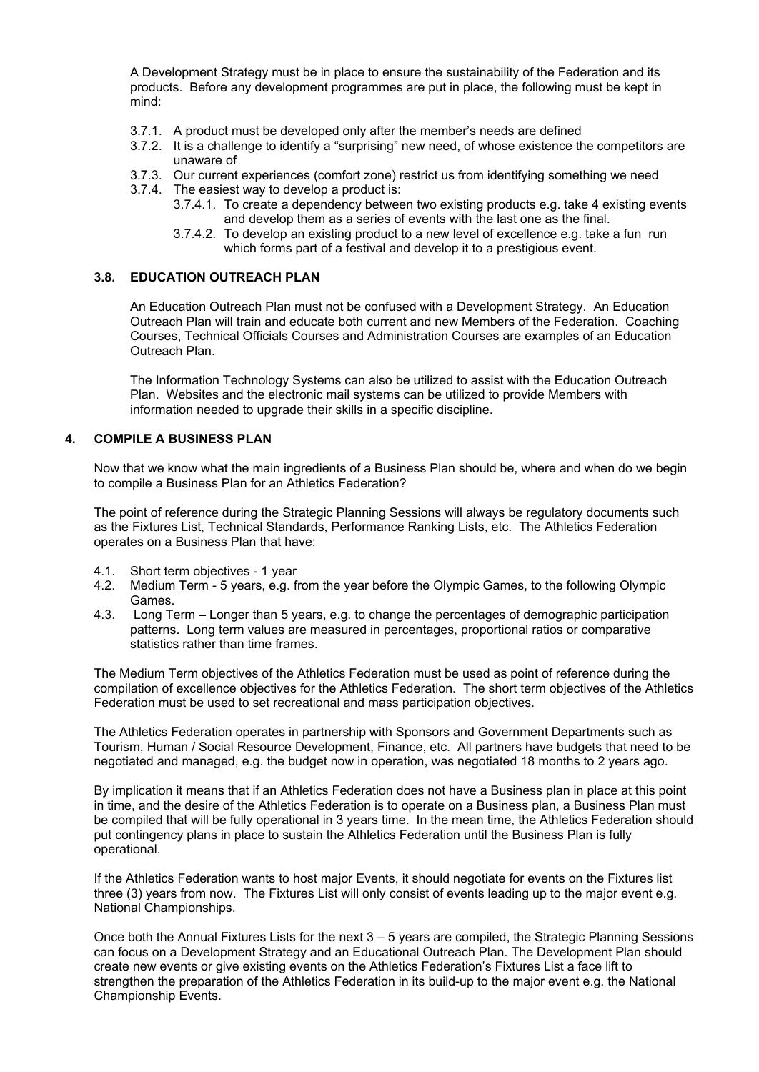A Development Strategy must be in place to ensure the sustainability of the Federation and its products. Before any development programmes are put in place, the following must be kept in mind:

- 3.7.1. A product must be developed only after the member's needs are defined
- 3.7.2. It is a challenge to identify a "surprising" new need, of whose existence the competitors are unaware of
- 3.7.3. Our current experiences (comfort zone) restrict us from identifying something we need
- 3.7.4. The easiest way to develop a product is:
  - 3.7.4.1. To create a dependency between two existing products e.g. take 4 existing events and develop them as a series of events with the last one as the final.
  - 3.7.4.2. To develop an existing product to a new level of excellence e.g. take a fun run which forms part of a festival and develop it to a prestigious event.

### 3.8. EDUCATION OUTREACH PLAN

An Education Outreach Plan must not be confused with a Development Strategy. An Education Outreach Plan will train and educate both current and new Members of the Federation. Coaching Courses, Technical Officials Courses and Administration Courses are examples of an Education Outreach Plan.

The Information Technology Systems can also be utilized to assist with the Education Outreach Plan. Websites and the electronic mail systems can be utilized to provide Members with information needed to upgrade their skills in a specific discipline.

## 4. COMPILE A BUSINESS PLAN

Now that we know what the main ingredients of a Business Plan should be, where and when do we begin to compile a Business Plan for an Athletics Federation?

The point of reference during the Strategic Planning Sessions will always be regulatory documents such as the Fixtures List, Technical Standards, Performance Ranking Lists, etc. The Athletics Federation operates on a Business Plan that have:

- 4.1. Short term objectives - 1 year
- 4.2. Medium Term - 5 years, e.g. from the year before the Olympic Games, to the following Olympic Games.
- 4.3. Long Term – Longer than 5 years, e.g. to change the percentages of demographic participation patterns. Long term values are measured in percentages, proportional ratios or comparative statistics rather than time frames.

The Medium Term objectives of the Athletics Federation must be used as point of reference during the compilation of excellence objectives for the Athletics Federation. The short term objectives of the Athletics Federation must be used to set recreational and mass participation objectives.

The Athletics Federation operates in partnership with Sponsors and Government Departments such as Tourism, Human / Social Resource Development, Finance, etc. All partners have budgets that need to be negotiated and managed, e.g. the budget now in operation, was negotiated 18 months to 2 years ago.

By implication it means that if an Athletics Federation does not have a Business plan in place at this point in time, and the desire of the Athletics Federation is to operate on a Business plan, a Business Plan must be compiled that will be fully operational in 3 years time. In the mean time, the Athletics Federation should put contingency plans in place to sustain the Athletics Federation until the Business Plan is fully operational.

If the Athletics Federation wants to host major Events, it should negotiate for events on the Fixtures list three (3) years from now. The Fixtures List will only consist of events leading up to the major event e.g. National Championships.

Once both the Annual Fixtures Lists for the next 3 – 5 years are compiled, the Strategic Planning Sessions can focus on a Development Strategy and an Educational Outreach Plan. The Development Plan should create new events or give existing events on the Athletics Federation's Fixtures List a face lift to strengthen the preparation of the Athletics Federation in its build-up to the major event e.g. the National Championship Events.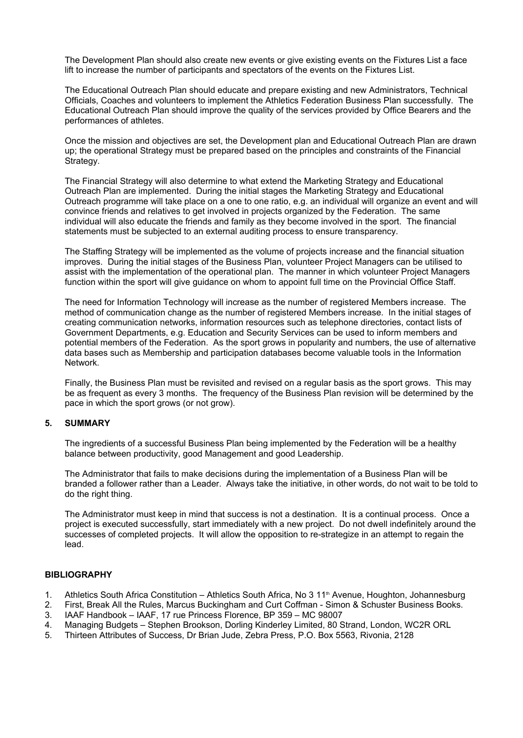The Development Plan should also create new events or give existing events on the Fixtures List a face lift to increase the number of participants and spectators of the events on the Fixtures List.

The Educational Outreach Plan should educate and prepare existing and new Administrators, Technical Officials, Coaches and volunteers to implement the Athletics Federation Business Plan successfully. The Educational Outreach Plan should improve the quality of the services provided by Office Bearers and the performances of athletes.

Once the mission and objectives are set, the Development plan and Educational Outreach Plan are drawn up; the operational Strategy must be prepared based on the principles and constraints of the Financial Strategy.

The Financial Strategy will also determine to what extend the Marketing Strategy and Educational Outreach Plan are implemented. During the initial stages the Marketing Strategy and Educational Outreach programme will take place on a one to one ratio, e.g. an individual will organize an event and will convince friends and relatives to get involved in projects organized by the Federation. The same individual will also educate the friends and family as they become involved in the sport. The financial statements must be subjected to an external auditing process to ensure transparency.

The Staffing Strategy will be implemented as the volume of projects increase and the financial situation improves. During the initial stages of the Business Plan, volunteer Project Managers can be utilised to assist with the implementation of the operational plan. The manner in which volunteer Project Managers function within the sport will give guidance on whom to appoint full time on the Provincial Office Staff.

The need for Information Technology will increase as the number of registered Members increase. The method of communication change as the number of registered Members increase. In the initial stages of creating communication networks, information resources such as telephone directories, contact lists of Government Departments, e.g. Education and Security Services can be used to inform members and potential members of the Federation. As the sport grows in popularity and numbers, the use of alternative data bases such as Membership and participation databases become valuable tools in the Information Network.

Finally, the Business Plan must be revisited and revised on a regular basis as the sport grows. This may be as frequent as every 3 months. The frequency of the Business Plan revision will be determined by the pace in which the sport grows (or not grow).

## 5. SUMMARY

The ingredients of a successful Business Plan being implemented by the Federation will be a healthy balance between productivity, good Management and good Leadership.

The Administrator that fails to make decisions during the implementation of a Business Plan will be branded a follower rather than a Leader. Always take the initiative, in other words, do not wait to be told to do the right thing.

The Administrator must keep in mind that success is not a destination. It is a continual process. Once a project is executed successfully, start immediately with a new project. Do not dwell indefinitely around the successes of completed projects. It will allow the opposition to re-strategize in an attempt to regain the lead.

## BIBLIOGRAPHY

1. Athletics South Africa Constitution – Athletics South Africa, No 3 11th Avenue, Houghton, Johannesburg
2. First, Break All the Rules, Marcus Buckingham and Curt Coffman - Simon & Schuster Business Books.
3. IAAF Handbook – IAAF, 17 rue Princess Florence, BP 359 – MC 98007
4. Managing Budgets – Stephen Brookson, Dorling Kinderley Limited, 80 Strand, London, WC2R ORL
5. Thirteen Attributes of Success, Dr Brian Jude, Zebra Press, P.O. Box 5563, Rivonia, 2128